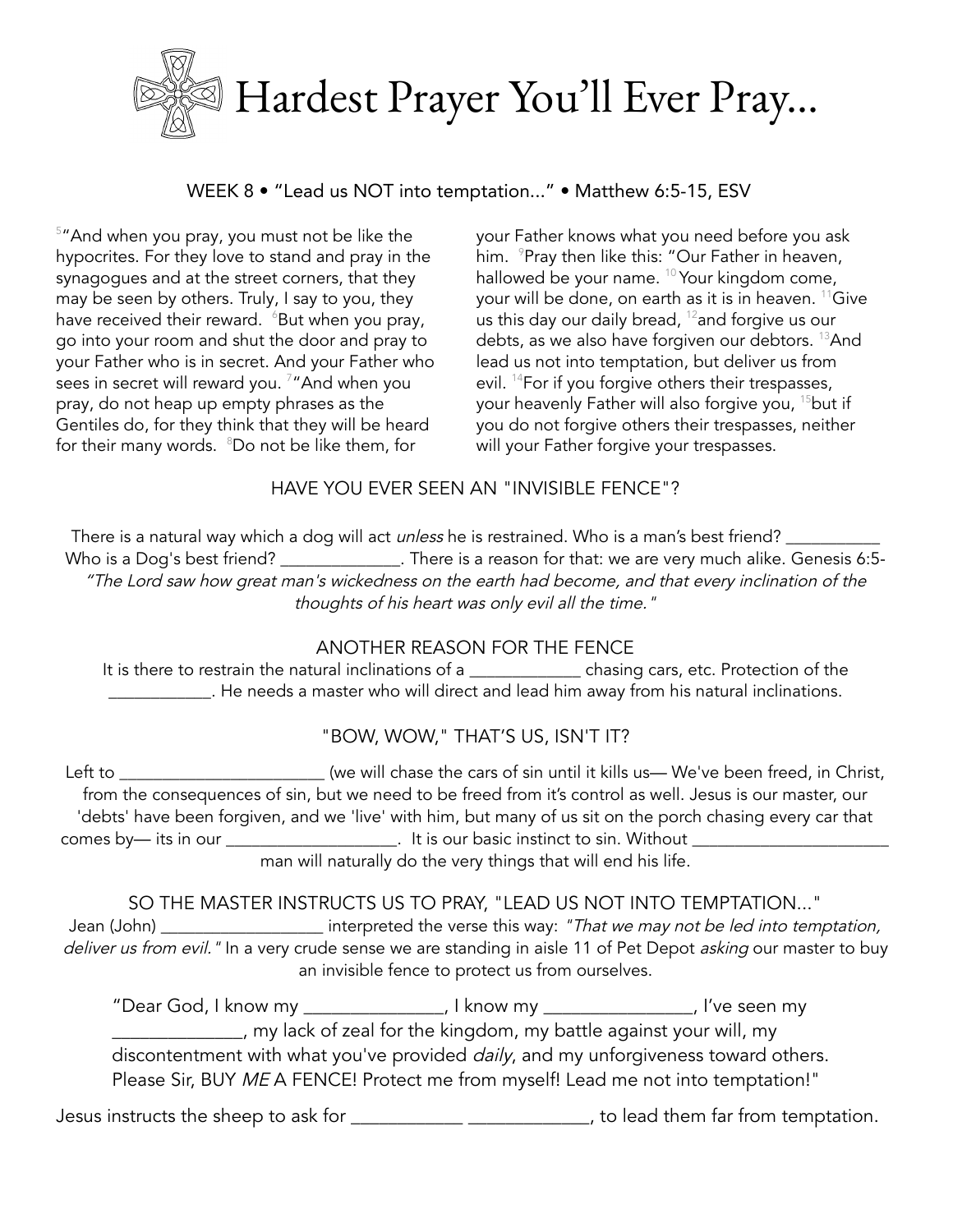# Hardest Prayer You'll Ever Pray...

WEEK 8 • "Lead us NOT into temptation..." • Matthew 6:5-15, ESV

[5]"And when you pray, you must not be like the hypocrites. For they love to stand and pray in the synagogues and at the street corners, that they may be seen by others. Truly, I say to you, they have received their reward. [6]But when you pray, go into your room and shut the door and pray to your Father who is in secret. And your Father who sees in secret will reward you. [7]"And when you pray, do not heap up empty phrases as the Gentiles do, for they think that they will be heard for their many words. [8]Do not be like them, for your Father knows what you need before you ask him. [9]Pray then like this: "Our Father in heaven, hallowed be your name. [10]Your kingdom come, your will be done, on earth as it is in heaven. [11]Give us this day our daily bread, [12]and forgive us our debts, as we also have forgiven our debtors. [13]And lead us not into temptation, but deliver us from evil. [14]For if you forgive others their trespasses, your heavenly Father will also forgive you, [15]but if you do not forgive others their trespasses, neither will your Father forgive your trespasses.

## HAVE YOU EVER SEEN AN "INVISIBLE FENCE"?

There is a natural way which a dog will act *unless* he is restrained. Who is a man's best friend? __________ Who is a Dog's best friend? _____________. There is a reason for that: we are very much alike. Genesis 6:5- *"The Lord saw how great man's wickedness on the earth had become, and that every inclination of the thoughts of his heart was only evil all the time."*

## ANOTHER REASON FOR THE FENCE

It is there to restrain the natural inclinations of a ____________ chasing cars, etc. Protection of the ___________. He needs a master who will direct and lead him away from his natural inclinations.

## "BOW, WOW," THAT'S US, ISN'T IT?

Left to _______________________ (we will chase the cars of sin until it kills us— We've been freed, in Christ, from the consequences of sin, but we need to be freed from it's control as well. Jesus is our master, our 'debts' have been forgiven, and we 'live' with him, but many of us sit on the porch chasing every car that comes by— its in our ___________________. It is our basic instinct to sin. Without ______________________ man will naturally do the very things that will end his life.

## SO THE MASTER INSTRUCTS US TO PRAY, "LEAD US NOT INTO TEMPTATION..."

Jean (John) __________________ interpreted the verse this way: *"That we may not be led into temptation, deliver us from evil."* In a very crude sense we are standing in aisle 11 of Pet Depot *asking* our master to buy an invisible fence to protect us from ourselves.

> "Dear God, I know my ______________, I know my _______________, I've seen my _____________, my lack of zeal for the kingdom, my battle against your will, my discontentment with what you've provided *daily*, and my unforgiveness toward others. Please Sir, BUY *ME* A FENCE! Protect me from myself! Lead me not into temptation!"

Jesus instructs the sheep to ask for ___________ ____________, to lead them far from temptation.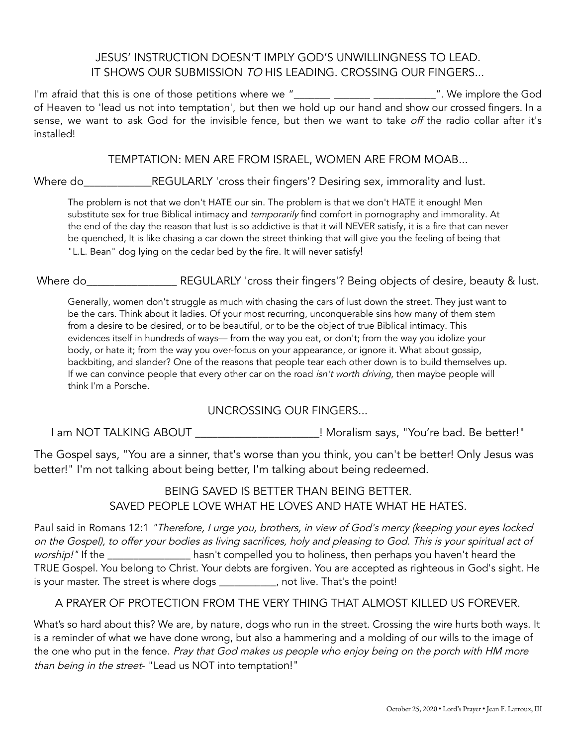JESUS' INSTRUCTION DOESN'T IMPLY GOD'S UNWILLINGNESS TO LEAD.
IT SHOWS OUR SUBMISSION *TO* HIS LEADING. CROSSING OUR FINGERS...

I'm afraid that this is one of those petitions where we "_______ _______ ___________". We implore the God of Heaven to 'lead us not into temptation', but then we hold up our hand and show our crossed fingers. In a sense, we want to ask God for the invisible fence, but then we want to take *off* the radio collar after it's installed!

TEMPTATION: MEN ARE FROM ISRAEL, WOMEN ARE FROM MOAB...

Where do____________REGULARLY 'cross their fingers'? Desiring sex, immorality and lust.

> The problem is not that we don't HATE our sin. The problem is that we don't HATE it enough! Men substitute sex for true Biblical intimacy and *temporarily* find comfort in pornography and immorality. At the end of the day the reason that lust is so addictive is that it will NEVER satisfy, it is a fire that can never be quenched, It is like chasing a car down the street thinking that will give you the feeling of being that "L.L. Bean" dog lying on the cedar bed by the fire. It will never satisfy!

Where do________________ REGULARLY 'cross their fingers'? Being objects of desire, beauty & lust.

> Generally, women don't struggle as much with chasing the cars of lust down the street. They just want to be the cars. Think about it ladies. Of your most recurring, unconquerable sins how many of them stem from a desire to be desired, or to be beautiful, or to be the object of true Biblical intimacy. This evidences itself in hundreds of ways— from the way you eat, or don't; from the way you idolize your body, or hate it; from the way you over-focus on your appearance, or ignore it. What about gossip, backbiting, and slander? One of the reasons that people tear each other down is to build themselves up. If we can convince people that every other car on the road *isn't worth driving*, then maybe people will think I'm a Porsche.

UNCROSSING OUR FINGERS...

I am NOT TALKING ABOUT ______________________! Moralism says, "You're bad. Be better!"

The Gospel says, "You are a sinner, that's worse than you think, you can't be better! Only Jesus was better!" I'm not talking about being better, I'm talking about being redeemed.

BEING SAVED IS BETTER THAN BEING BETTER.
SAVED PEOPLE LOVE WHAT HE LOVES AND HATE WHAT HE HATES.

Paul said in Romans 12:1 *"Therefore, I urge you, brothers, in view of God's mercy (keeping your eyes locked on the Gospel), to offer your bodies as living sacrifices, holy and pleasing to God. This is your spiritual act of worship!"* If the ________________ hasn't compelled you to holiness, then perhaps you haven't heard the TRUE Gospel. You belong to Christ. Your debts are forgiven. You are accepted as righteous in God's sight. He is your master. The street is where dogs ___________, not live. That's the point!

A PRAYER OF PROTECTION FROM THE VERY THING THAT ALMOST KILLED US FOREVER.

What's so hard about this? We are, by nature, dogs who run in the street. Crossing the wire hurts both ways. It is a reminder of what we have done wrong, but also a hammering and a molding of our wills to the image of the one who put in the fence. *Pray that God makes us people who enjoy being on the porch with HM more than being in the street*- "Lead us NOT into temptation!"